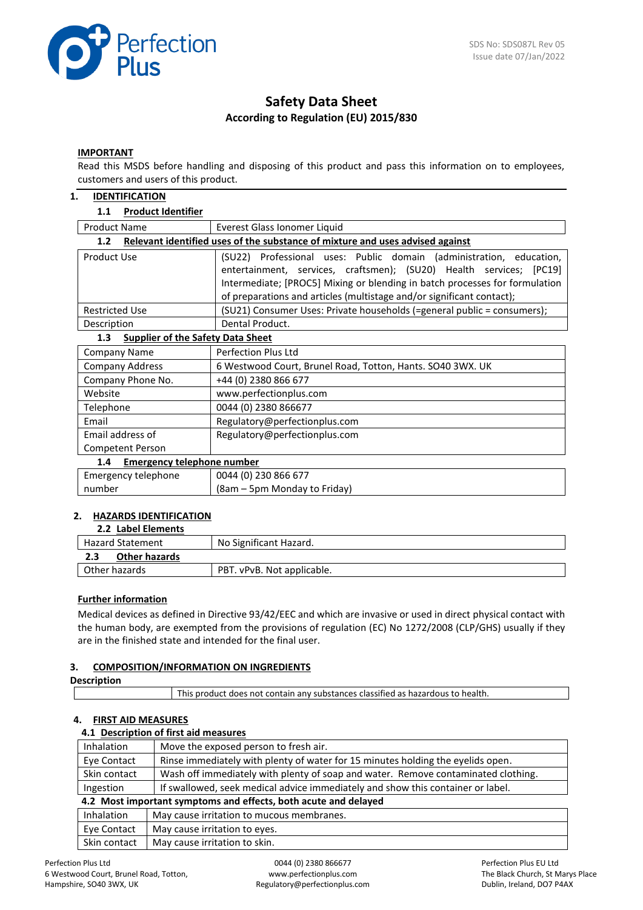SDS No: SDS087L Rev 05
Issue date 07/Jan/2022

# Safety Data Sheet

**According to Regulation (EU) 2015/830**

**IMPORTANT**

Read this MSDS before handling and disposing of this product and pass this information on to employees, customers and users of this product.

## 1. IDENTIFICATION

### 1.1 Product Identifier

| Product Name | Everest Glass Ionomer Liquid |
|---|---|

### 1.2 Relevant identified uses of the substance of mixture and uses advised against

| Product Use | (SU22) Professional uses: Public domain (administration, education, entertainment, services, craftsmen); (SU20) Health services; [PC19] Intermediate; [PROC5] Mixing or blending in batch processes for formulation of preparations and articles (multistage and/or significant contact); |
|---|---|
| Restricted Use | (SU21) Consumer Uses: Private households (=general public = consumers); |
| Description | Dental Product. |

### 1.3 Supplier of the Safety Data Sheet

| Company Name | Perfection Plus Ltd |
|---|---|
| Company Address | 6 Westwood Court, Brunel Road, Totton, Hants. SO40 3WX. UK |
| Company Phone No. | +44 (0) 2380 866 677 |
| Website | www.perfectionplus.com |
| Telephone | 0044 (0) 2380 866677 |
| Email | Regulatory@perfectionplus.com |
| Email address of Competent Person | Regulatory@perfectionplus.com |

### 1.4 Emergency telephone number

| Emergency telephone number | 0044 (0) 230 866 677 (8am – 5pm Monday to Friday) |
|---|---|

## 2. HAZARDS IDENTIFICATION

### 2.2 Label Elements

| Hazard Statement | No Significant Hazard. |
|---|---|

### 2.3 Other hazards

| Other hazards | PBT. vPvB. Not applicable. |
|---|---|

**Further information**

Medical devices as defined in Directive 93/42/EEC and which are invasive or used in direct physical contact with the human body, are exempted from the provisions of regulation (EC) No 1272/2008 (CLP/GHS) usually if they are in the finished state and intended for the final user.

## 3. COMPOSITION/INFORMATION ON INGREDIENTS

**Description**

| | This product does not contain any substances classified as hazardous to health. |
|---|---|

## 4. FIRST AID MEASURES

### 4.1 Description of first aid measures

| Inhalation | Move the exposed person to fresh air. |
|---|---|
| Eye Contact | Rinse immediately with plenty of water for 15 minutes holding the eyelids open. |
| Skin contact | Wash off immediately with plenty of soap and water. Remove contaminated clothing. |
| Ingestion | If swallowed, seek medical advice immediately and show this container or label. |

### 4.2 Most important symptoms and effects, both acute and delayed

| Inhalation | May cause irritation to mucous membranes. |
|---|---|
| Eye Contact | May cause irritation to eyes. |
| Skin contact | May cause irritation to skin. |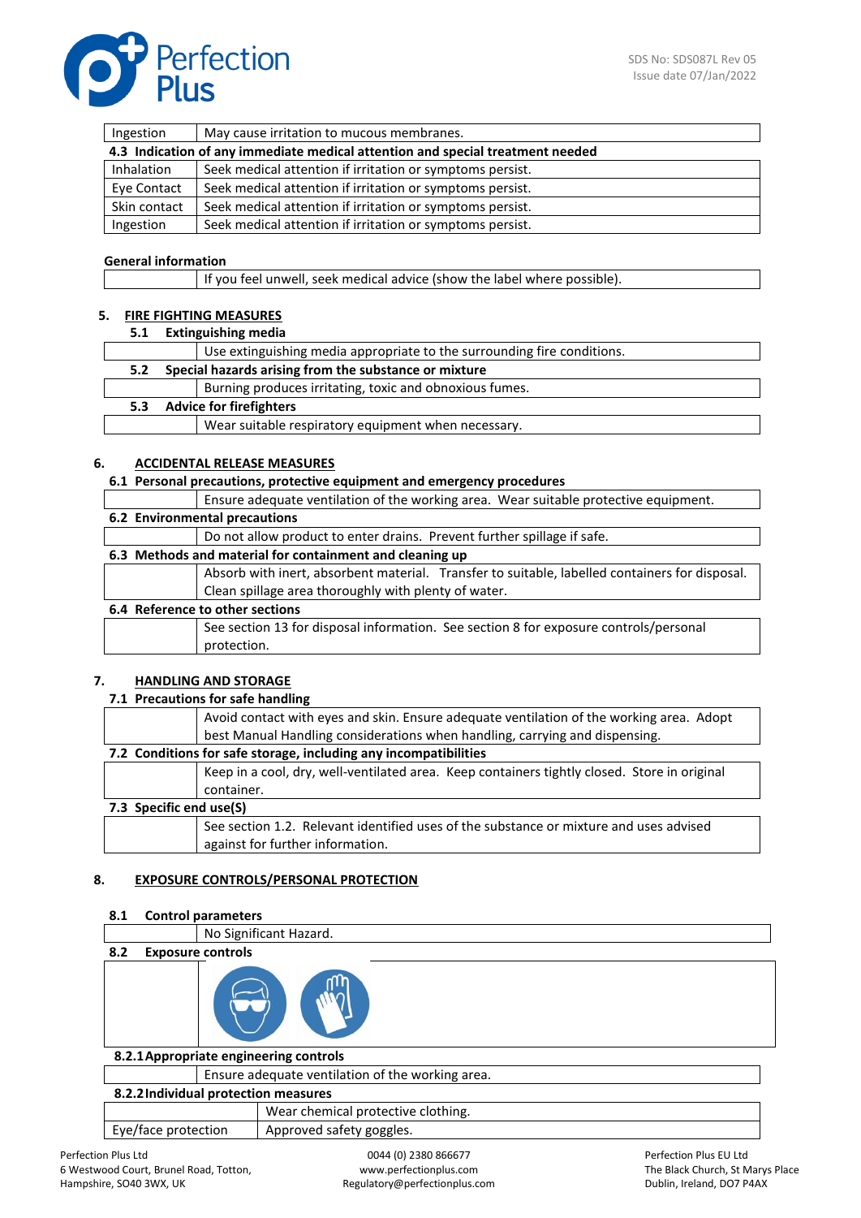| | |
|---|---|
| Ingestion | May cause irritation to mucous membranes. |

**4.3 Indication of any immediate medical attention and special treatment needed**

| | |
|---|---|
| Inhalation | Seek medical attention if irritation or symptoms persist. |
| Eye Contact | Seek medical attention if irritation or symptoms persist. |
| Skin contact | Seek medical attention if irritation or symptoms persist. |
| Ingestion | Seek medical attention if irritation or symptoms persist. |

**General information**

| | |
|---|---|
| | If you feel unwell, seek medical advice (show the label where possible). |

## 5. FIRE FIGHTING MEASURES

**5.1 Extinguishing media**

| | |
|---|---|
| | Use extinguishing media appropriate to the surrounding fire conditions. |

**5.2 Special hazards arising from the substance or mixture**

| | |
|---|---|
| | Burning produces irritating, toxic and obnoxious fumes. |

**5.3 Advice for firefighters**

| | |
|---|---|
| | Wear suitable respiratory equipment when necessary. |

## 6. ACCIDENTAL RELEASE MEASURES

**6.1 Personal precautions, protective equipment and emergency procedures**

| | |
|---|---|
| | Ensure adequate ventilation of the working area. Wear suitable protective equipment. |

**6.2 Environmental precautions**

| | |
|---|---|
| | Do not allow product to enter drains. Prevent further spillage if safe. |

**6.3 Methods and material for containment and cleaning up**

| | |
|---|---|
| | Absorb with inert, absorbent material. Transfer to suitable, labelled containers for disposal. Clean spillage area thoroughly with plenty of water. |

**6.4 Reference to other sections**

| | |
|---|---|
| | See section 13 for disposal information. See section 8 for exposure controls/personal protection. |

## 7. HANDLING AND STORAGE

**7.1 Precautions for safe handling**

| | |
|---|---|
| | Avoid contact with eyes and skin. Ensure adequate ventilation of the working area. Adopt best Manual Handling considerations when handling, carrying and dispensing. |

**7.2 Conditions for safe storage, including any incompatibilities**

| | |
|---|---|
| | Keep in a cool, dry, well-ventilated area. Keep containers tightly closed. Store in original container. |

**7.3 Specific end use(S)**

| | |
|---|---|
| | See section 1.2. Relevant identified uses of the substance or mixture and uses advised against for further information. |

## 8. EXPOSURE CONTROLS/PERSONAL PROTECTION

**8.1 Control parameters**

| | |
|---|---|
| | No Significant Hazard. |

**8.2 Exposure controls**

**8.2.1 Appropriate engineering controls**

| | |
|---|---|
| | Ensure adequate ventilation of the working area. |

**8.2.2 Individual protection measures**

| | |
|---|---|
| | Wear chemical protective clothing. |
| Eye/face protection | Approved safety goggles. |

Perfection Plus Ltd
6 Westwood Court, Brunel Road, Totton,
Hampshire, SO40 3WX, UK

0044 (0) 2380 866677
www.perfectionplus.com
Regulatory@perfectionplus.com

Perfection Plus EU Ltd
The Black Church, St Marys Place
Dublin, Ireland, DO7 P4AX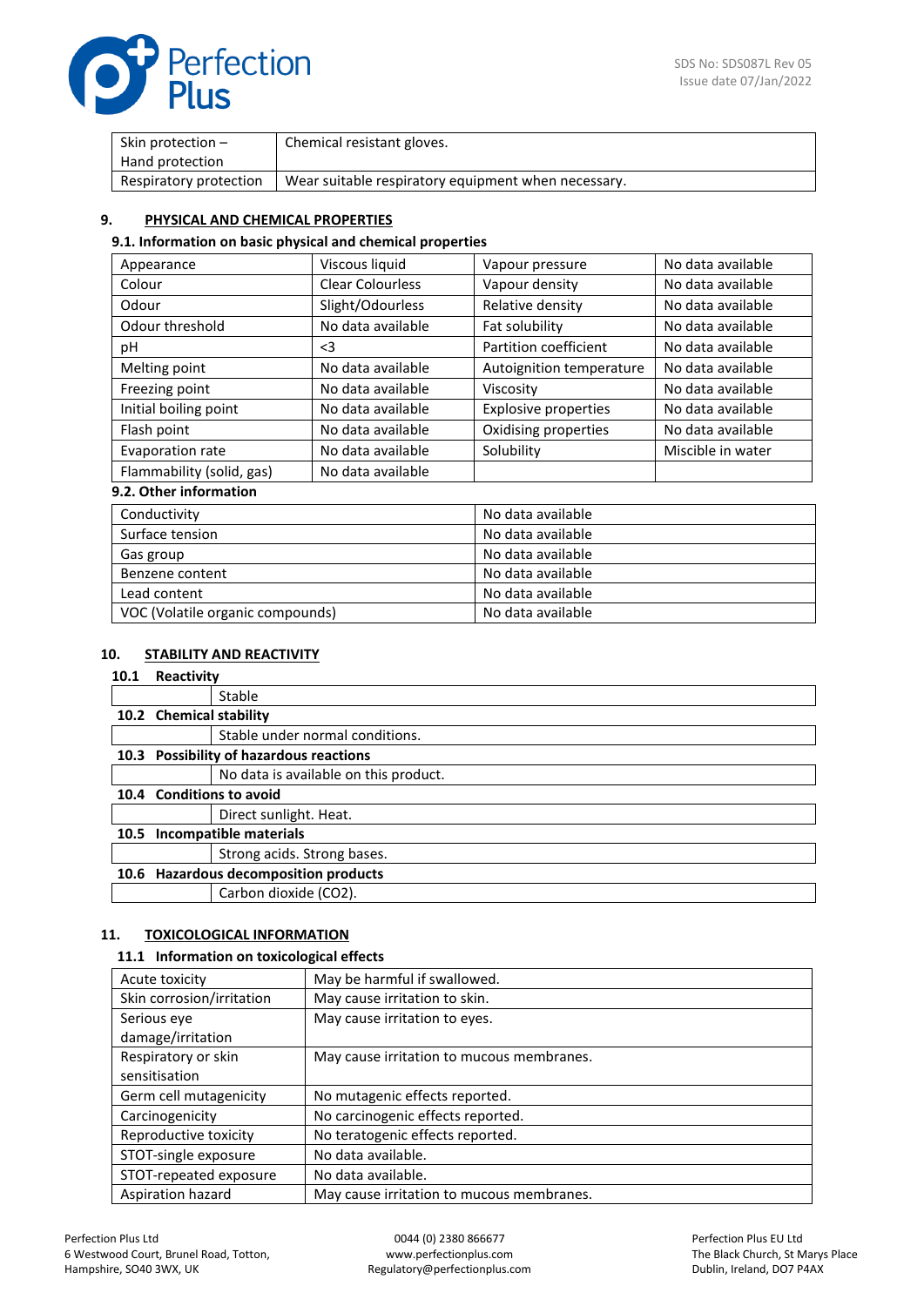| Skin protection – Hand protection | Chemical resistant gloves. |
|---|---|
| Respiratory protection | Wear suitable respiratory equipment when necessary. |

## 9. PHYSICAL AND CHEMICAL PROPERTIES

### 9.1. Information on basic physical and chemical properties

| Appearance | Viscous liquid | Vapour pressure | No data available |
|---|---|---|---|
| Colour | Clear Colourless | Vapour density | No data available |
| Odour | Slight/Odourless | Relative density | No data available |
| Odour threshold | No data available | Fat solubility | No data available |
| pH | <3 | Partition coefficient | No data available |
| Melting point | No data available | Autoignition temperature | No data available |
| Freezing point | No data available | Viscosity | No data available |
| Initial boiling point | No data available | Explosive properties | No data available |
| Flash point | No data available | Oxidising properties | No data available |
| Evaporation rate | No data available | Solubility | Miscible in water |
| Flammability (solid, gas) | No data available | | |

### 9.2. Other information

| Conductivity | No data available |
|---|---|
| Surface tension | No data available |
| Gas group | No data available |
| Benzene content | No data available |
| Lead content | No data available |
| VOC (Volatile organic compounds) | No data available |

## 10. STABILITY AND REACTIVITY

### 10.1 Reactivity

Stable

### 10.2 Chemical stability

Stable under normal conditions.

### 10.3 Possibility of hazardous reactions

No data is available on this product.

### 10.4 Conditions to avoid

Direct sunlight. Heat.

### 10.5 Incompatible materials

Strong acids. Strong bases.

### 10.6 Hazardous decomposition products

Carbon dioxide ($CO_2$).

## 11. TOXICOLOGICAL INFORMATION

### 11.1 Information on toxicological effects

| Acute toxicity | May be harmful if swallowed. |
|---|---|
| Skin corrosion/irritation | May cause irritation to skin. |
| Serious eye damage/irritation | May cause irritation to eyes. |
| Respiratory or skin sensitisation | May cause irritation to mucous membranes. |
| Germ cell mutagenicity | No mutagenic effects reported. |
| Carcinogenicity | No carcinogenic effects reported. |
| Reproductive toxicity | No teratogenic effects reported. |
| STOT-single exposure | No data available. |
| STOT-repeated exposure | No data available. |
| Aspiration hazard | May cause irritation to mucous membranes. |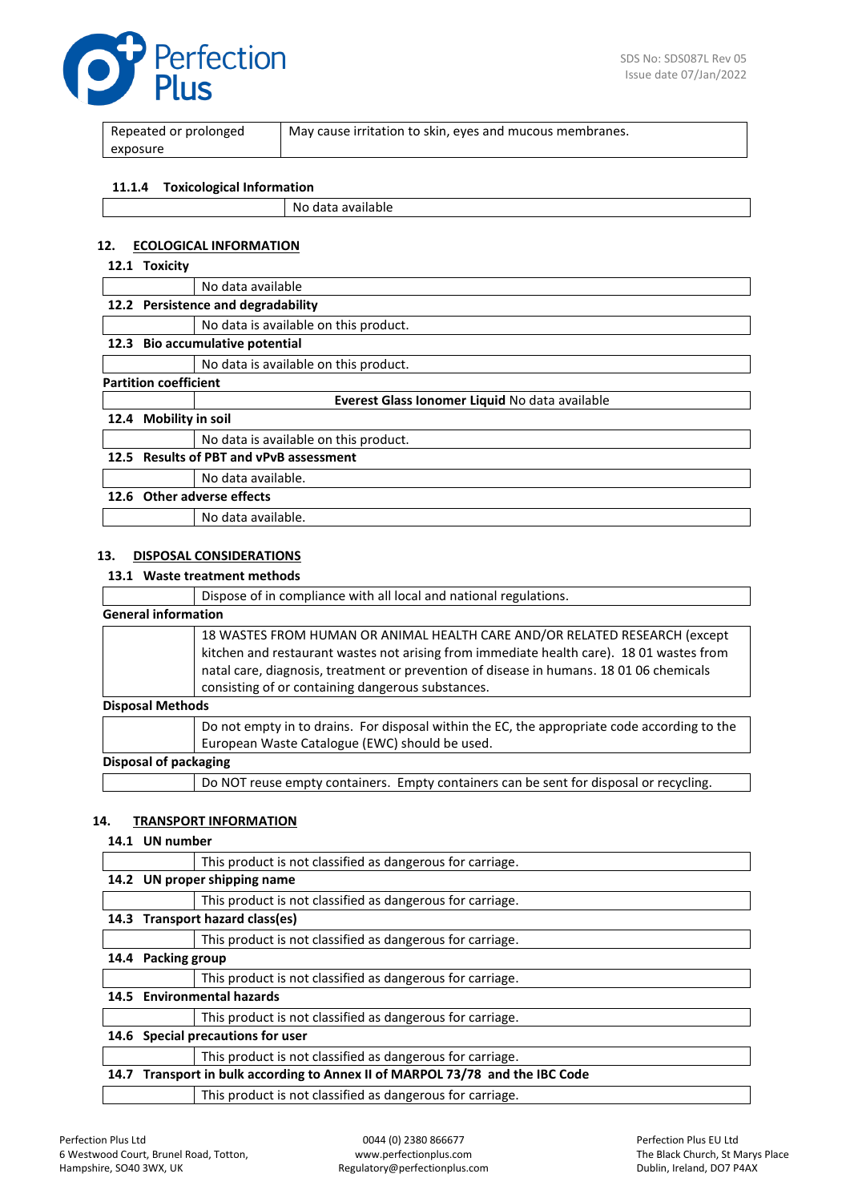| Repeated or prolonged exposure | May cause irritation to skin, eyes and mucous membranes. |
|---|---|

### 11.1.4 Toxicological Information

| | No data available |
|---|---|

## 12. ECOLOGICAL INFORMATION

### 12.1 Toxicity

| | No data available |
|---|---|

### 12.2 Persistence and degradability

| | No data is available on this product. |
|---|---|

### 12.3 Bio accumulative potential

| | No data is available on this product. |
|---|---|

**Partition coefficient**

| | **Everest Glass Ionomer Liquid** No data available |
|---|---|

### 12.4 Mobility in soil

| | No data is available on this product. |
|---|---|

### 12.5 Results of PBT and vPvB assessment

| | No data available. |
|---|---|

### 12.6 Other adverse effects

| | No data available. |
|---|---|

## 13. DISPOSAL CONSIDERATIONS

### 13.1 Waste treatment methods

| | Dispose of in compliance with all local and national regulations. |
|---|---|

**General information**

| | 18 WASTES FROM HUMAN OR ANIMAL HEALTH CARE AND/OR RELATED RESEARCH (except kitchen and restaurant wastes not arising from immediate health care). 18 01 wastes from natal care, diagnosis, treatment or prevention of disease in humans. 18 01 06 chemicals consisting of or containing dangerous substances. |
|---|---|

**Disposal Methods**

| | Do not empty in to drains. For disposal within the EC, the appropriate code according to the European Waste Catalogue (EWC) should be used. |
|---|---|

**Disposal of packaging**

| | Do NOT reuse empty containers. Empty containers can be sent for disposal or recycling. |
|---|---|

## 14. TRANSPORT INFORMATION

### 14.1 UN number

| | This product is not classified as dangerous for carriage. |
|---|---|

### 14.2 UN proper shipping name

| | This product is not classified as dangerous for carriage. |
|---|---|

### 14.3 Transport hazard class(es)

| | This product is not classified as dangerous for carriage. |
|---|---|

### 14.4 Packing group

| | This product is not classified as dangerous for carriage. |
|---|---|

### 14.5 Environmental hazards

| | This product is not classified as dangerous for carriage. |
|---|---|

### 14.6 Special precautions for user

| | This product is not classified as dangerous for carriage. |
|---|---|

### 14.7 Transport in bulk according to Annex II of MARPOL 73/78 and the IBC Code

| | This product is not classified as dangerous for carriage. |
|---|---|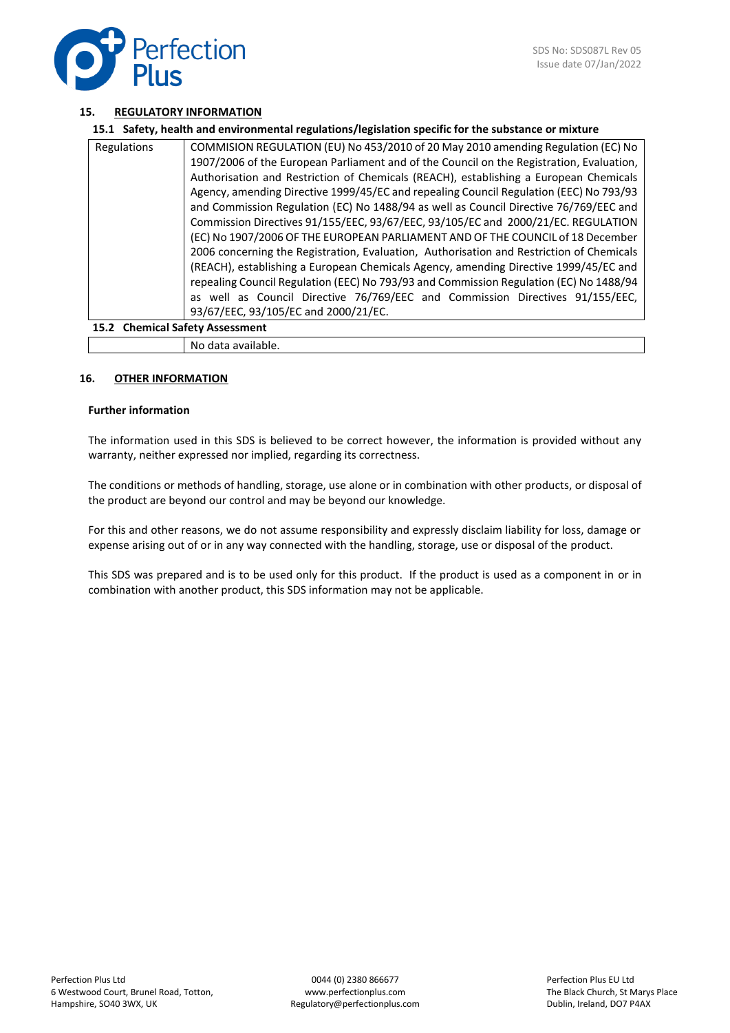## 15. REGULATORY INFORMATION

### 15.1 Safety, health and environmental regulations/legislation specific for the substance or mixture

| | |
|---|---|
| Regulations | COMMISION REGULATION (EU) No 453/2010 of 20 May 2010 amending Regulation (EC) No 1907/2006 of the European Parliament and of the Council on the Registration, Evaluation, Authorisation and Restriction of Chemicals (REACH), establishing a European Chemicals Agency, amending Directive 1999/45/EC and repealing Council Regulation (EEC) No 793/93 and Commission Regulation (EC) No 1488/94 as well as Council Directive 76/769/EEC and Commission Directives 91/155/EEC, 93/67/EEC, 93/105/EC and 2000/21/EC. REGULATION (EC) No 1907/2006 OF THE EUROPEAN PARLIAMENT AND OF THE COUNCIL of 18 December 2006 concerning the Registration, Evaluation, Authorisation and Restriction of Chemicals (REACH), establishing a European Chemicals Agency, amending Directive 1999/45/EC and repealing Council Regulation (EEC) No 793/93 and Commission Regulation (EC) No 1488/94 as well as Council Directive 76/769/EEC and Commission Directives 91/155/EEC, 93/67/EEC, 93/105/EC and 2000/21/EC. |

### 15.2 Chemical Safety Assessment

| | |
|---|---|
| | No data available. |

## 16. OTHER INFORMATION

**Further information**

The information used in this SDS is believed to be correct however, the information is provided without any warranty, neither expressed nor implied, regarding its correctness.

The conditions or methods of handling, storage, use alone or in combination with other products, or disposal of the product are beyond our control and may be beyond our knowledge.

For this and other reasons, we do not assume responsibility and expressly disclaim liability for loss, damage or expense arising out of or in any way connected with the handling, storage, use or disposal of the product.

This SDS was prepared and is to be used only for this product. If the product is used as a component in or in combination with another product, this SDS information may not be applicable.